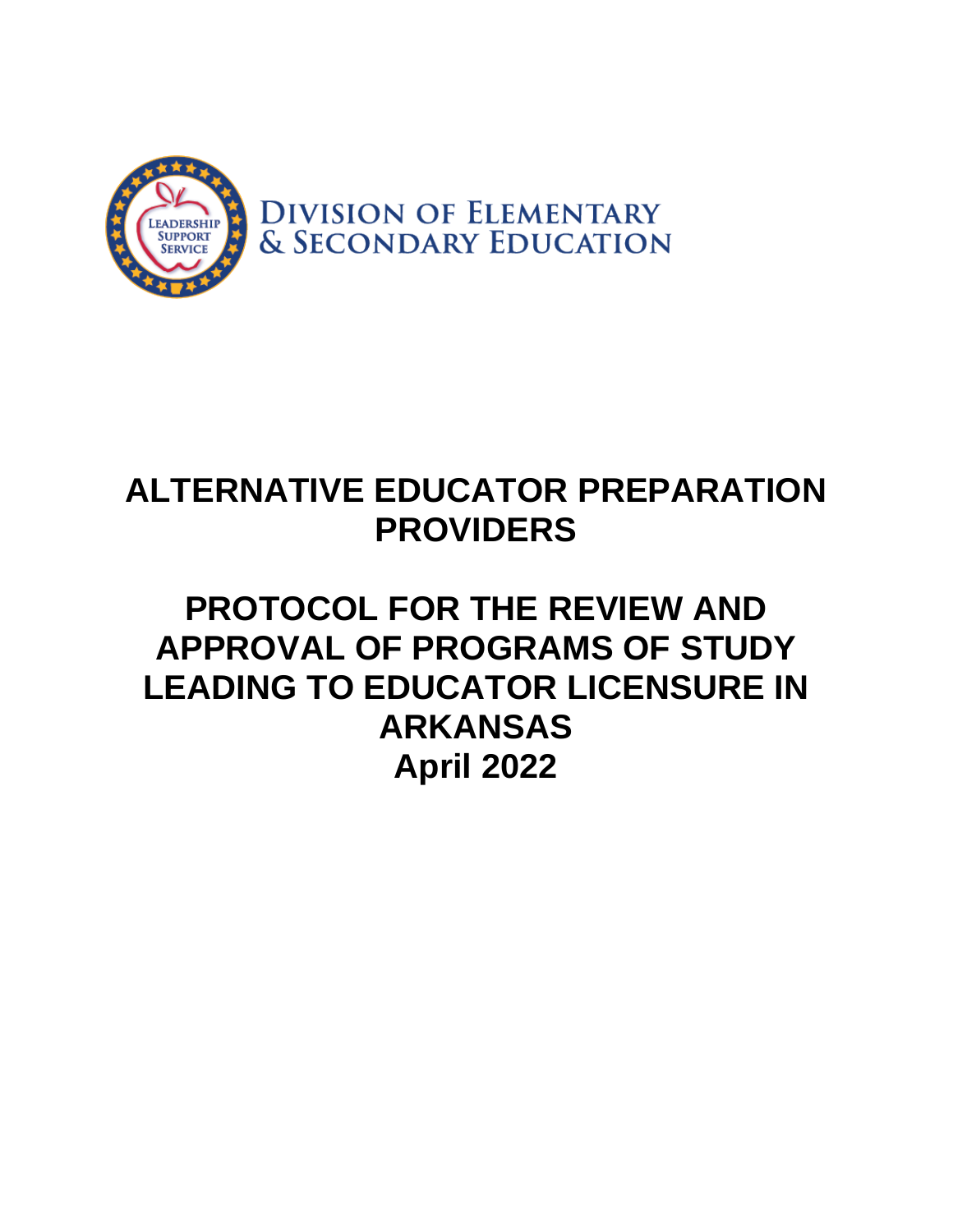DIVISION OF ELEMENTARY
& SECONDARY EDUCATION

# ALTERNATIVE EDUCATOR PREPARATION PROVIDERS

# PROTOCOL FOR THE REVIEW AND APPROVAL OF PROGRAMS OF STUDY LEADING TO EDUCATOR LICENSURE IN ARKANSAS

**April 2022**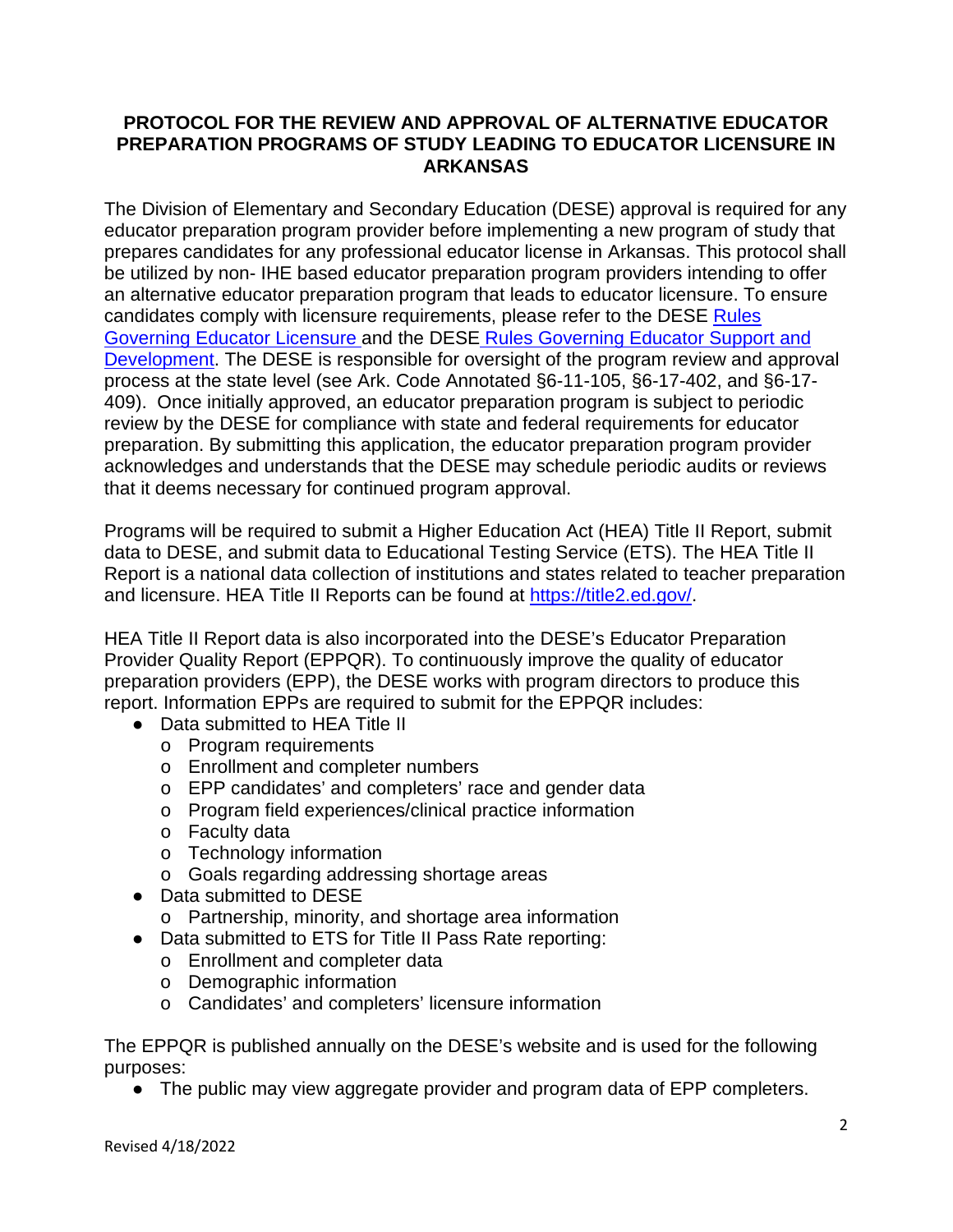**PROTOCOL FOR THE REVIEW AND APPROVAL OF ALTERNATIVE EDUCATOR PREPARATION PROGRAMS OF STUDY LEADING TO EDUCATOR LICENSURE IN ARKANSAS**

The Division of Elementary and Secondary Education (DESE) approval is required for any educator preparation program provider before implementing a new program of study that prepares candidates for any professional educator license in Arkansas. This protocol shall be utilized by non- IHE based educator preparation program providers intending to offer an alternative educator preparation program that leads to educator licensure. To ensure candidates comply with licensure requirements, please refer to the DESE Rules Governing Educator Licensure and the DESE Rules Governing Educator Support and Development. The DESE is responsible for oversight of the program review and approval process at the state level (see Ark. Code Annotated §6-11-105, §6-17-402, and §6-17-409). Once initially approved, an educator preparation program is subject to periodic review by the DESE for compliance with state and federal requirements for educator preparation. By submitting this application, the educator preparation program provider acknowledges and understands that the DESE may schedule periodic audits or reviews that it deems necessary for continued program approval.

Programs will be required to submit a Higher Education Act (HEA) Title II Report, submit data to DESE, and submit data to Educational Testing Service (ETS). The HEA Title II Report is a national data collection of institutions and states related to teacher preparation and licensure. HEA Title II Reports can be found at https://title2.ed.gov/.

HEA Title II Report data is also incorporated into the DESE's Educator Preparation Provider Quality Report (EPPQR). To continuously improve the quality of educator preparation providers (EPP), the DESE works with program directors to produce this report. Information EPPs are required to submit for the EPPQR includes:

- Data submitted to HEA Title II
  - Program requirements
  - Enrollment and completer numbers
  - EPP candidates' and completers' race and gender data
  - Program field experiences/clinical practice information
  - Faculty data
  - Technology information
  - Goals regarding addressing shortage areas
- Data submitted to DESE
  - Partnership, minority, and shortage area information
- Data submitted to ETS for Title II Pass Rate reporting:
  - Enrollment and completer data
  - Demographic information
  - Candidates' and completers' licensure information

The EPPQR is published annually on the DESE's website and is used for the following purposes:

- The public may view aggregate provider and program data of EPP completers.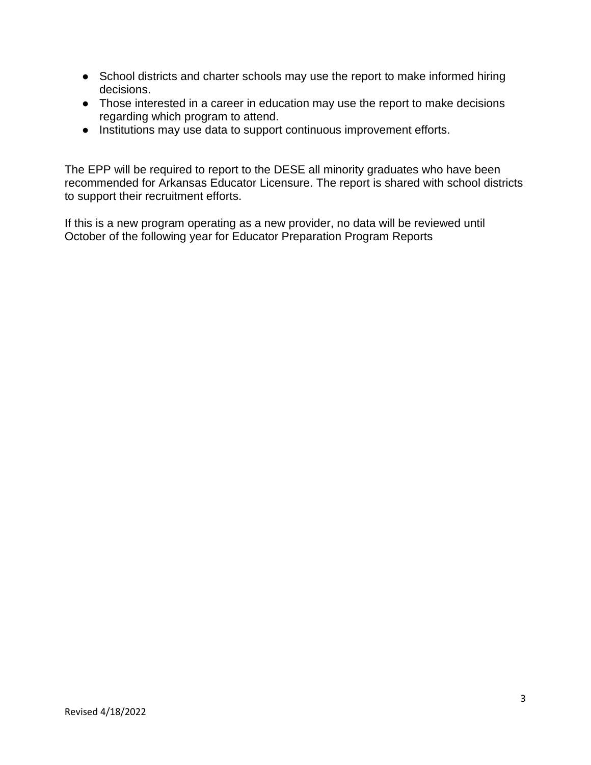- School districts and charter schools may use the report to make informed hiring decisions.
- Those interested in a career in education may use the report to make decisions regarding which program to attend.
- Institutions may use data to support continuous improvement efforts.

The EPP will be required to report to the DESE all minority graduates who have been recommended for Arkansas Educator Licensure. The report is shared with school districts to support their recruitment efforts.

If this is a new program operating as a new provider, no data will be reviewed until October of the following year for Educator Preparation Program Reports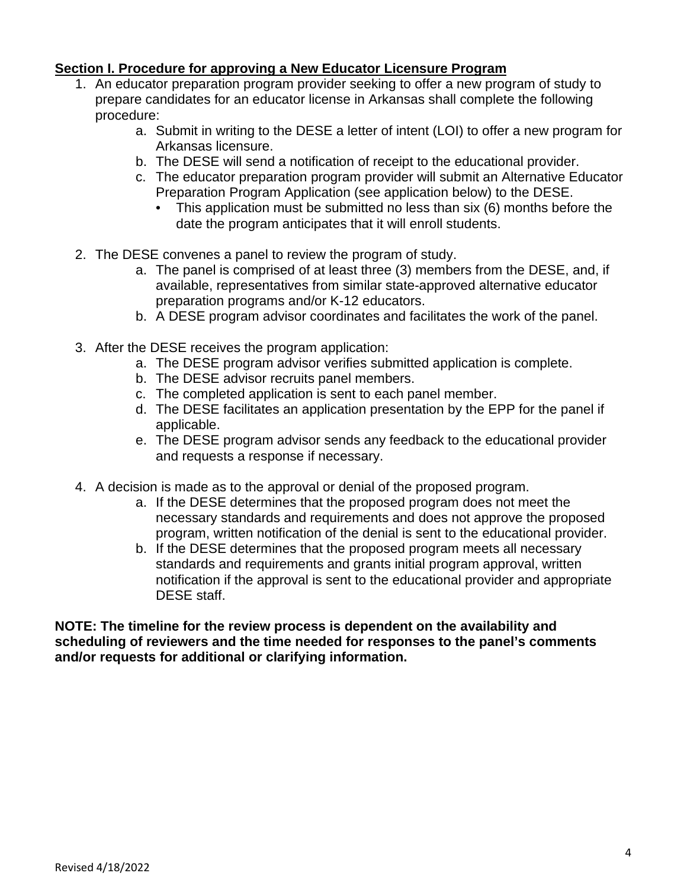**Section I. Procedure for approving a New Educator Licensure Program**

1. An educator preparation program provider seeking to offer a new program of study to prepare candidates for an educator license in Arkansas shall complete the following procedure:
    a. Submit in writing to the DESE a letter of intent (LOI) to offer a new program for Arkansas licensure.
    b. The DESE will send a notification of receipt to the educational provider.
    c. The educator preparation program provider will submit an Alternative Educator Preparation Program Application (see application below) to the DESE.
        - This application must be submitted no less than six (6) months before the date the program anticipates that it will enroll students.

2. The DESE convenes a panel to review the program of study.
    a. The panel is comprised of at least three (3) members from the DESE, and, if available, representatives from similar state-approved alternative educator preparation programs and/or K-12 educators.
    b. A DESE program advisor coordinates and facilitates the work of the panel.

3. After the DESE receives the program application:
    a. The DESE program advisor verifies submitted application is complete.
    b. The DESE advisor recruits panel members.
    c. The completed application is sent to each panel member.
    d. The DESE facilitates an application presentation by the EPP for the panel if applicable.
    e. The DESE program advisor sends any feedback to the educational provider and requests a response if necessary.

4. A decision is made as to the approval or denial of the proposed program.
    a. If the DESE determines that the proposed program does not meet the necessary standards and requirements and does not approve the proposed program, written notification of the denial is sent to the educational provider.
    b. If the DESE determines that the proposed program meets all necessary standards and requirements and grants initial program approval, written notification if the approval is sent to the educational provider and appropriate DESE staff.

**NOTE: The timeline for the review process is dependent on the availability and scheduling of reviewers and the time needed for responses to the panel's comments and/or requests for additional or clarifying information.**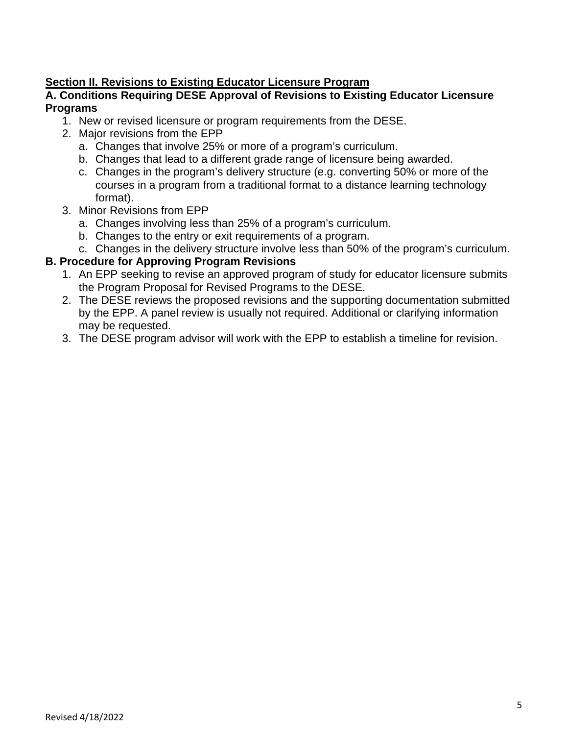## Section II. Revisions to Existing Educator Licensure Program

### A. Conditions Requiring DESE Approval of Revisions to Existing Educator Licensure Programs

1. New or revised licensure or program requirements from the DESE.
2. Major revisions from the EPP
   a. Changes that involve 25% or more of a program's curriculum.
   b. Changes that lead to a different grade range of licensure being awarded.
   c. Changes in the program's delivery structure (e.g. converting 50% or more of the courses in a program from a traditional format to a distance learning technology format).
3. Minor Revisions from EPP
   a. Changes involving less than 25% of a program's curriculum.
   b. Changes to the entry or exit requirements of a program.
   c. Changes in the delivery structure involve less than 50% of the program's curriculum.

### B. Procedure for Approving Program Revisions

1. An EPP seeking to revise an approved program of study for educator licensure submits the Program Proposal for Revised Programs to the DESE.
2. The DESE reviews the proposed revisions and the supporting documentation submitted by the EPP. A panel review is usually not required. Additional or clarifying information may be requested.
3. The DESE program advisor will work with the EPP to establish a timeline for revision.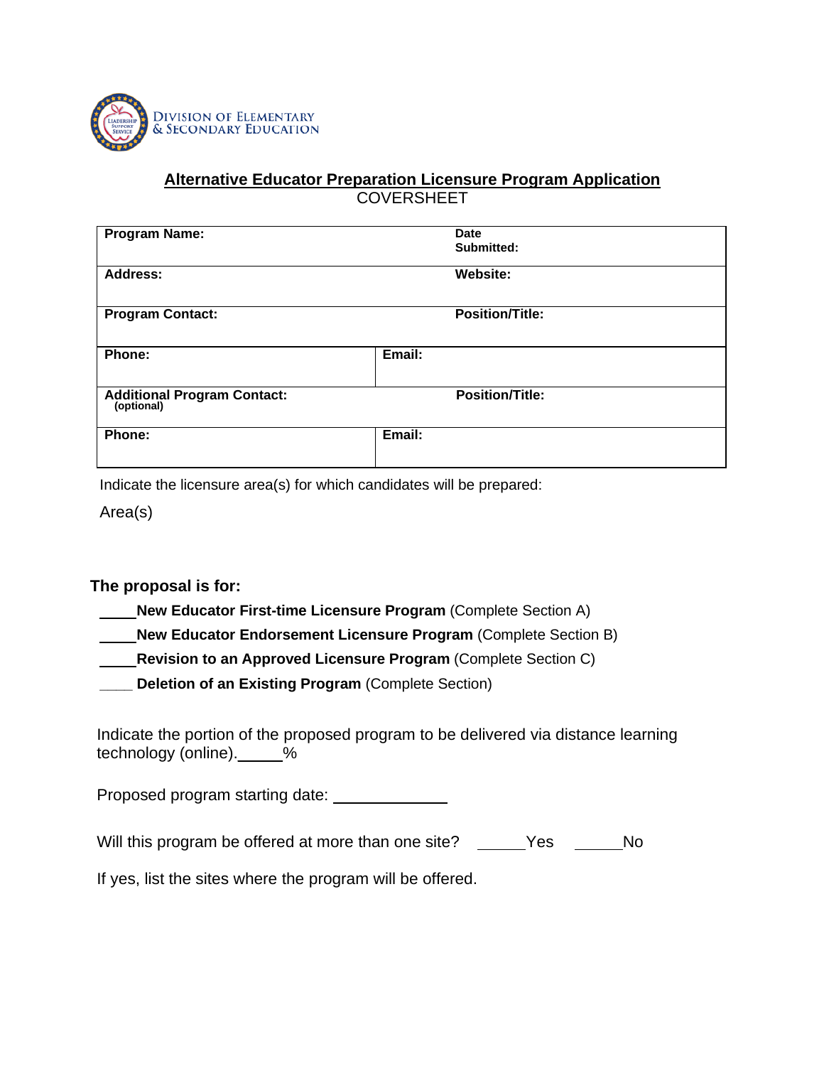DIVISION OF ELEMENTARY & SECONDARY EDUCATION

## Alternative Educator Preparation Licensure Program Application

COVERSHEET

| **Program Name:** | | **Date Submitted:** |
|---|---|---|
| **Address:** | | **Website:** |
| **Program Contact:** | | **Position/Title:** |
| **Phone:** | **Email:** | |
| **Additional Program Contact:** (optional) | | **Position/Title:** |
| **Phone:** | **Email:** | |

Indicate the licensure area(s) for which candidates will be prepared:

Area(s)

**The proposal is for:**

____**New Educator First-time Licensure Program** (Complete Section A)

____**New Educator Endorsement Licensure Program** (Complete Section B)

____**Revision to an Approved Licensure Program** (Complete Section C)

____ **Deletion of an Existing Program** (Complete Section)

Indicate the portion of the proposed program to be delivered via distance learning technology (online)._____%

Proposed program starting date: ____________

Will this program be offered at more than one site? _____Yes _____No

If yes, list the sites where the program will be offered.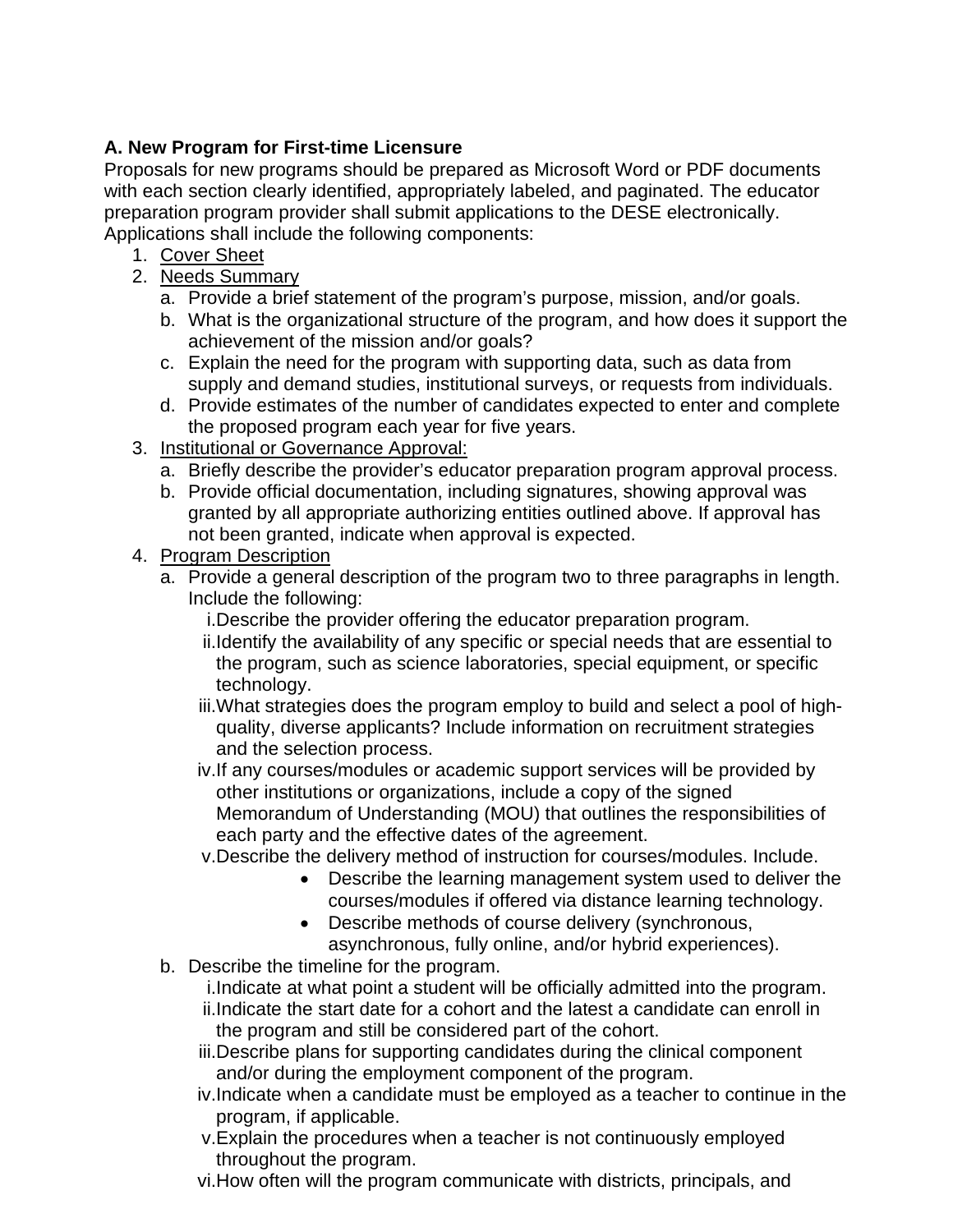**A. New Program for First-time Licensure**

Proposals for new programs should be prepared as Microsoft Word or PDF documents with each section clearly identified, appropriately labeled, and paginated. The educator preparation program provider shall submit applications to the DESE electronically. Applications shall include the following components:

1. Cover Sheet
2. Needs Summary
   a. Provide a brief statement of the program's purpose, mission, and/or goals.
   b. What is the organizational structure of the program, and how does it support the achievement of the mission and/or goals?
   c. Explain the need for the program with supporting data, such as data from supply and demand studies, institutional surveys, or requests from individuals.
   d. Provide estimates of the number of candidates expected to enter and complete the proposed program each year for five years.
3. Institutional or Governance Approval:
   a. Briefly describe the provider's educator preparation program approval process.
   b. Provide official documentation, including signatures, showing approval was granted by all appropriate authorizing entities outlined above. If approval has not been granted, indicate when approval is expected.
4. Program Description
   a. Provide a general description of the program two to three paragraphs in length. Include the following:
      i. Describe the provider offering the educator preparation program.
      ii. Identify the availability of any specific or special needs that are essential to the program, such as science laboratories, special equipment, or specific technology.
      iii. What strategies does the program employ to build and select a pool of high-quality, diverse applicants? Include information on recruitment strategies and the selection process.
      iv. If any courses/modules or academic support services will be provided by other institutions or organizations, include a copy of the signed Memorandum of Understanding (MOU) that outlines the responsibilities of each party and the effective dates of the agreement.
      v. Describe the delivery method of instruction for courses/modules. Include.
         - Describe the learning management system used to deliver the courses/modules if offered via distance learning technology.
         - Describe methods of course delivery (synchronous, asynchronous, fully online, and/or hybrid experiences).
   b. Describe the timeline for the program.
      i. Indicate at what point a student will be officially admitted into the program.
      ii. Indicate the start date for a cohort and the latest a candidate can enroll in the program and still be considered part of the cohort.
      iii. Describe plans for supporting candidates during the clinical component and/or during the employment component of the program.
      iv. Indicate when a candidate must be employed as a teacher to continue in the program, if applicable.
      v. Explain the procedures when a teacher is not continuously employed throughout the program.
      vi. How often will the program communicate with districts, principals, and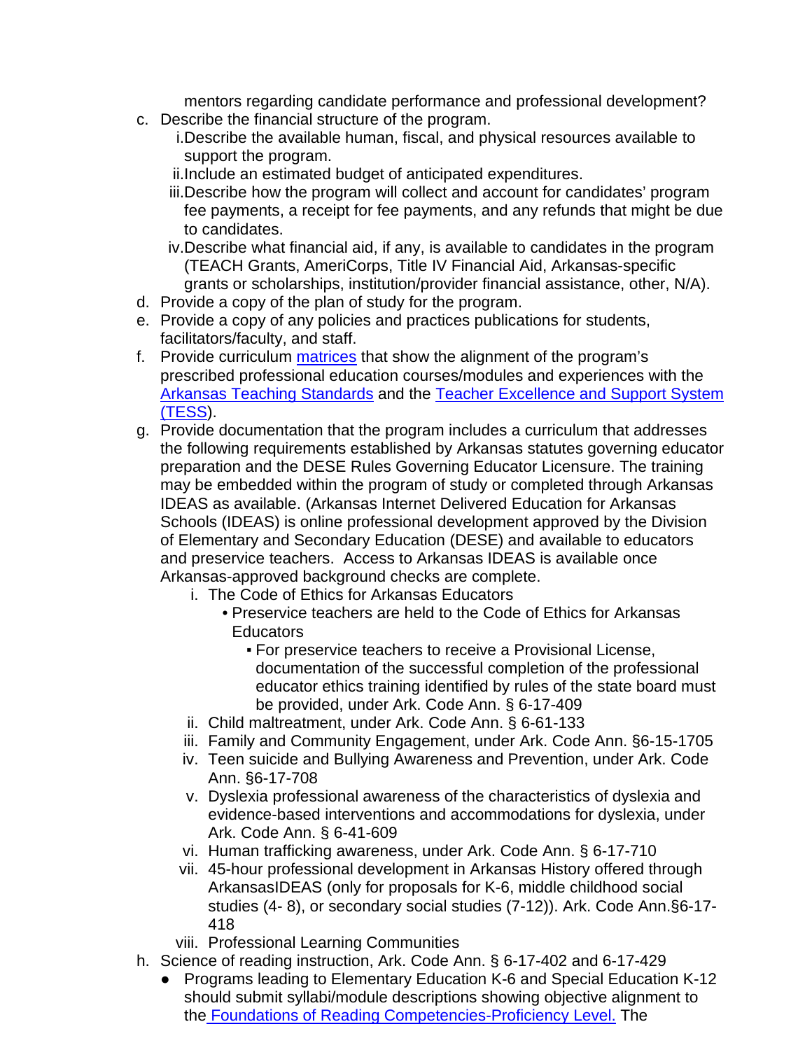mentors regarding candidate performance and professional development?

c. Describe the financial structure of the program.
   i. Describe the available human, fiscal, and physical resources available to support the program.
   ii. Include an estimated budget of anticipated expenditures.
   iii. Describe how the program will collect and account for candidates' program fee payments, a receipt for fee payments, and any refunds that might be due to candidates.
   iv. Describe what financial aid, if any, is available to candidates in the program (TEACH Grants, AmeriCorps, Title IV Financial Aid, Arkansas-specific grants or scholarships, institution/provider financial assistance, other, N/A).
d. Provide a copy of the plan of study for the program.
e. Provide a copy of any policies and practices publications for students, facilitators/faculty, and staff.
f. Provide curriculum matrices that show the alignment of the program's prescribed professional education courses/modules and experiences with the Arkansas Teaching Standards and the Teacher Excellence and Support System (TESS).
g. Provide documentation that the program includes a curriculum that addresses the following requirements established by Arkansas statutes governing educator preparation and the DESE Rules Governing Educator Licensure. The training may be embedded within the program of study or completed through Arkansas IDEAS as available. (Arkansas Internet Delivered Education for Arkansas Schools (IDEAS) is online professional development approved by the Division of Elementary and Secondary Education (DESE) and available to educators and preservice teachers. Access to Arkansas IDEAS is available once Arkansas-approved background checks are complete.
   i. The Code of Ethics for Arkansas Educators
      - Preservice teachers are held to the Code of Ethics for Arkansas Educators
         - For preservice teachers to receive a Provisional License, documentation of the successful completion of the professional educator ethics training identified by rules of the state board must be provided, under Ark. Code Ann. § 6-17-409
   ii. Child maltreatment, under Ark. Code Ann. § 6-61-133
   iii. Family and Community Engagement, under Ark. Code Ann. §6-15-1705
   iv. Teen suicide and Bullying Awareness and Prevention, under Ark. Code Ann. §6-17-708
   v. Dyslexia professional awareness of the characteristics of dyslexia and evidence-based interventions and accommodations for dyslexia, under Ark. Code Ann. § 6-41-609
   vi. Human trafficking awareness, under Ark. Code Ann. § 6-17-710
   vii. 45-hour professional development in Arkansas History offered through ArkansasIDEAS (only for proposals for K-6, middle childhood social studies (4- 8), or secondary social studies (7-12)). Ark. Code Ann.§6-17-418
   viii. Professional Learning Communities
h. Science of reading instruction, Ark. Code Ann. § 6-17-402 and 6-17-429
   - Programs leading to Elementary Education K-6 and Special Education K-12 should submit syllabi/module descriptions showing objective alignment to the Foundations of Reading Competencies-Proficiency Level. The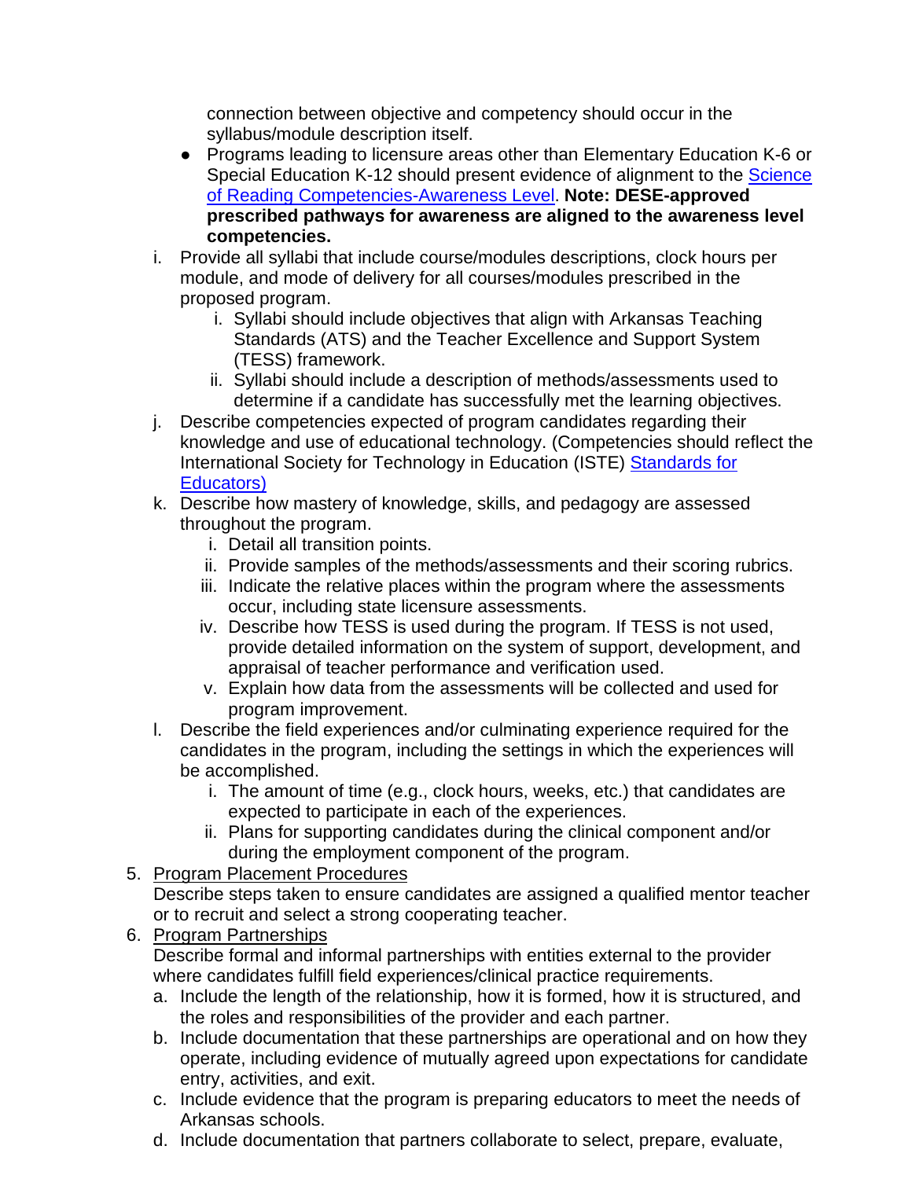connection between objective and competency should occur in the syllabus/module description itself.

- Programs leading to licensure areas other than Elementary Education K-6 or Special Education K-12 should present evidence of alignment to the [Science of Reading Competencies-Awareness Level](). **Note: DESE-approved prescribed pathways for awareness are aligned to the awareness level competencies.**

i. Provide all syllabi that include course/modules descriptions, clock hours per module, and mode of delivery for all courses/modules prescribed in the proposed program.
   i. Syllabi should include objectives that align with Arkansas Teaching Standards (ATS) and the Teacher Excellence and Support System (TESS) framework.
   ii. Syllabi should include a description of methods/assessments used to determine if a candidate has successfully met the learning objectives.

j. Describe competencies expected of program candidates regarding their knowledge and use of educational technology. (Competencies should reflect the International Society for Technology in Education (ISTE) [Standards for Educators)]()

k. Describe how mastery of knowledge, skills, and pedagogy are assessed throughout the program.
   i. Detail all transition points.
   ii. Provide samples of the methods/assessments and their scoring rubrics.
   iii. Indicate the relative places within the program where the assessments occur, including state licensure assessments.
   iv. Describe how TESS is used during the program. If TESS is not used, provide detailed information on the system of support, development, and appraisal of teacher performance and verification used.
   v. Explain how data from the assessments will be collected and used for program improvement.

l. Describe the field experiences and/or culminating experience required for the candidates in the program, including the settings in which the experiences will be accomplished.
   i. The amount of time (e.g., clock hours, weeks, etc.) that candidates are expected to participate in each of the experiences.
   ii. Plans for supporting candidates during the clinical component and/or during the employment component of the program.

5. <u>Program Placement Procedures</u>
   Describe steps taken to ensure candidates are assigned a qualified mentor teacher or to recruit and select a strong cooperating teacher.

6. <u>Program Partnerships</u>
   Describe formal and informal partnerships with entities external to the provider where candidates fulfill field experiences/clinical practice requirements.
   a. Include the length of the relationship, how it is formed, how it is structured, and the roles and responsibilities of the provider and each partner.
   b. Include documentation that these partnerships are operational and on how they operate, including evidence of mutually agreed upon expectations for candidate entry, activities, and exit.
   c. Include evidence that the program is preparing educators to meet the needs of Arkansas schools.
   d. Include documentation that partners collaborate to select, prepare, evaluate,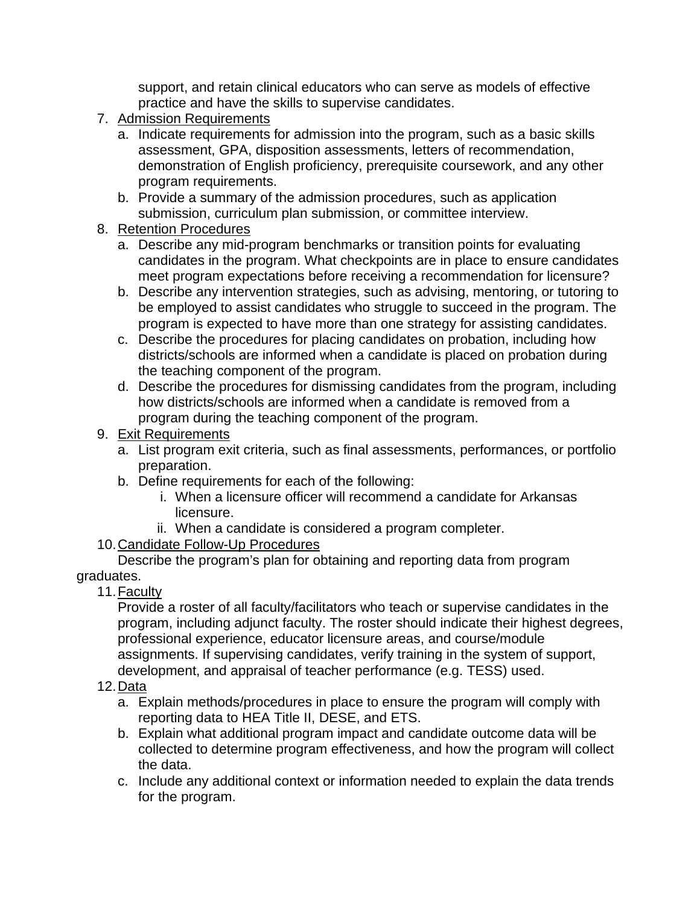support, and retain clinical educators who can serve as models of effective practice and have the skills to supervise candidates.

7. Admission Requirements
   a. Indicate requirements for admission into the program, such as a basic skills assessment, GPA, disposition assessments, letters of recommendation, demonstration of English proficiency, prerequisite coursework, and any other program requirements.
   b. Provide a summary of the admission procedures, such as application submission, curriculum plan submission, or committee interview.
8. Retention Procedures
   a. Describe any mid-program benchmarks or transition points for evaluating candidates in the program. What checkpoints are in place to ensure candidates meet program expectations before receiving a recommendation for licensure?
   b. Describe any intervention strategies, such as advising, mentoring, or tutoring to be employed to assist candidates who struggle to succeed in the program. The program is expected to have more than one strategy for assisting candidates.
   c. Describe the procedures for placing candidates on probation, including how districts/schools are informed when a candidate is placed on probation during the teaching component of the program.
   d. Describe the procedures for dismissing candidates from the program, including how districts/schools are informed when a candidate is removed from a program during the teaching component of the program.
9. Exit Requirements
   a. List program exit criteria, such as final assessments, performances, or portfolio preparation.
   b. Define requirements for each of the following:
      i. When a licensure officer will recommend a candidate for Arkansas licensure.
      ii. When a candidate is considered a program completer.
10. Candidate Follow-Up Procedures
    Describe the program's plan for obtaining and reporting data from program graduates.
11. Faculty
    Provide a roster of all faculty/facilitators who teach or supervise candidates in the program, including adjunct faculty. The roster should indicate their highest degrees, professional experience, educator licensure areas, and course/module assignments. If supervising candidates, verify training in the system of support, development, and appraisal of teacher performance (e.g. TESS) used.
12. Data
    a. Explain methods/procedures in place to ensure the program will comply with reporting data to HEA Title II, DESE, and ETS.
    b. Explain what additional program impact and candidate outcome data will be collected to determine program effectiveness, and how the program will collect the data.
    c. Include any additional context or information needed to explain the data trends for the program.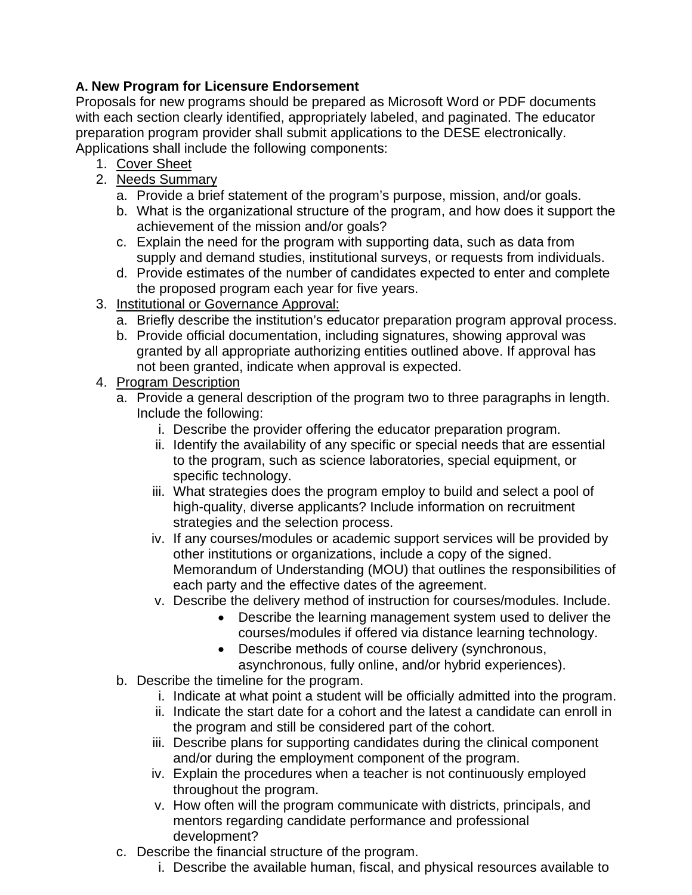**A. New Program for Licensure Endorsement**

Proposals for new programs should be prepared as Microsoft Word or PDF documents with each section clearly identified, appropriately labeled, and paginated. The educator preparation program provider shall submit applications to the DESE electronically. Applications shall include the following components:

1. Cover Sheet
2. Needs Summary
   a. Provide a brief statement of the program's purpose, mission, and/or goals.
   b. What is the organizational structure of the program, and how does it support the achievement of the mission and/or goals?
   c. Explain the need for the program with supporting data, such as data from supply and demand studies, institutional surveys, or requests from individuals.
   d. Provide estimates of the number of candidates expected to enter and complete the proposed program each year for five years.
3. Institutional or Governance Approval:
   a. Briefly describe the institution's educator preparation program approval process.
   b. Provide official documentation, including signatures, showing approval was granted by all appropriate authorizing entities outlined above. If approval has not been granted, indicate when approval is expected.
4. Program Description
   a. Provide a general description of the program two to three paragraphs in length. Include the following:
      i. Describe the provider offering the educator preparation program.
      ii. Identify the availability of any specific or special needs that are essential to the program, such as science laboratories, special equipment, or specific technology.
      iii. What strategies does the program employ to build and select a pool of high-quality, diverse applicants? Include information on recruitment strategies and the selection process.
      iv. If any courses/modules or academic support services will be provided by other institutions or organizations, include a copy of the signed. Memorandum of Understanding (MOU) that outlines the responsibilities of each party and the effective dates of the agreement.
      v. Describe the delivery method of instruction for courses/modules. Include.
         - Describe the learning management system used to deliver the courses/modules if offered via distance learning technology.
         - Describe methods of course delivery (synchronous, asynchronous, fully online, and/or hybrid experiences).
   b. Describe the timeline for the program.
      i. Indicate at what point a student will be officially admitted into the program.
      ii. Indicate the start date for a cohort and the latest a candidate can enroll in the program and still be considered part of the cohort.
      iii. Describe plans for supporting candidates during the clinical component and/or during the employment component of the program.
      iv. Explain the procedures when a teacher is not continuously employed throughout the program.
      v. How often will the program communicate with districts, principals, and mentors regarding candidate performance and professional development?
   c. Describe the financial structure of the program.
      i. Describe the available human, fiscal, and physical resources available to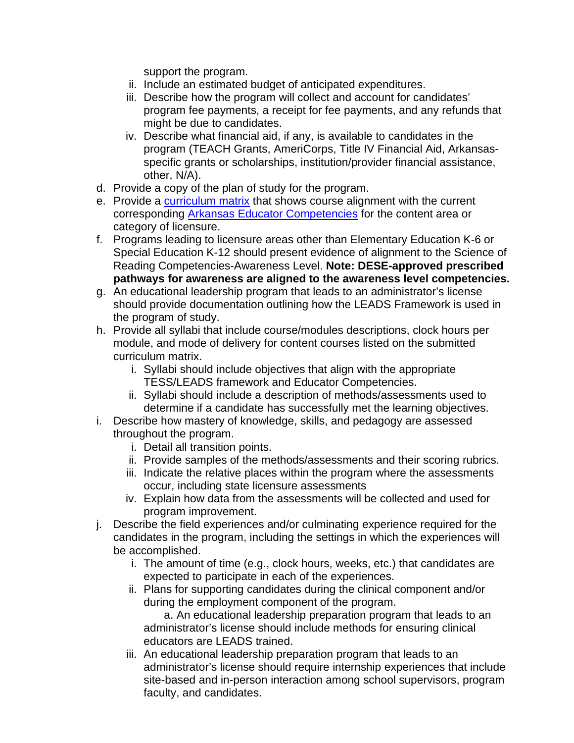support the program.

   ii. Include an estimated budget of anticipated expenditures.
   iii. Describe how the program will collect and account for candidates' program fee payments, a receipt for fee payments, and any refunds that might be due to candidates.
   iv. Describe what financial aid, if any, is available to candidates in the program (TEACH Grants, AmeriCorps, Title IV Financial Aid, Arkansas-specific grants or scholarships, institution/provider financial assistance, other, N/A).

d. Provide a copy of the plan of study for the program.
e. Provide a curriculum matrix that shows course alignment with the current corresponding Arkansas Educator Competencies for the content area or category of licensure.
f. Programs leading to licensure areas other than Elementary Education K-6 or Special Education K-12 should present evidence of alignment to the Science of Reading Competencies-Awareness Level. **Note: DESE-approved prescribed pathways for awareness are aligned to the awareness level competencies.**
g. An educational leadership program that leads to an administrator's license should provide documentation outlining how the LEADS Framework is used in the program of study.
h. Provide all syllabi that include course/modules descriptions, clock hours per module, and mode of delivery for content courses listed on the submitted curriculum matrix.
   i. Syllabi should include objectives that align with the appropriate TESS/LEADS framework and Educator Competencies.
   ii. Syllabi should include a description of methods/assessments used to determine if a candidate has successfully met the learning objectives.
i. Describe how mastery of knowledge, skills, and pedagogy are assessed throughout the program.
   i. Detail all transition points.
   ii. Provide samples of the methods/assessments and their scoring rubrics.
   iii. Indicate the relative places within the program where the assessments occur, including state licensure assessments
   iv. Explain how data from the assessments will be collected and used for program improvement.
j. Describe the field experiences and/or culminating experience required for the candidates in the program, including the settings in which the experiences will be accomplished.
   i. The amount of time (e.g., clock hours, weeks, etc.) that candidates are expected to participate in each of the experiences.
   ii. Plans for supporting candidates during the clinical component and/or during the employment component of the program.
      a. An educational leadership preparation program that leads to an administrator's license should include methods for ensuring clinical educators are LEADS trained.
   iii. An educational leadership preparation program that leads to an administrator's license should require internship experiences that include site-based and in-person interaction among school supervisors, program faculty, and candidates.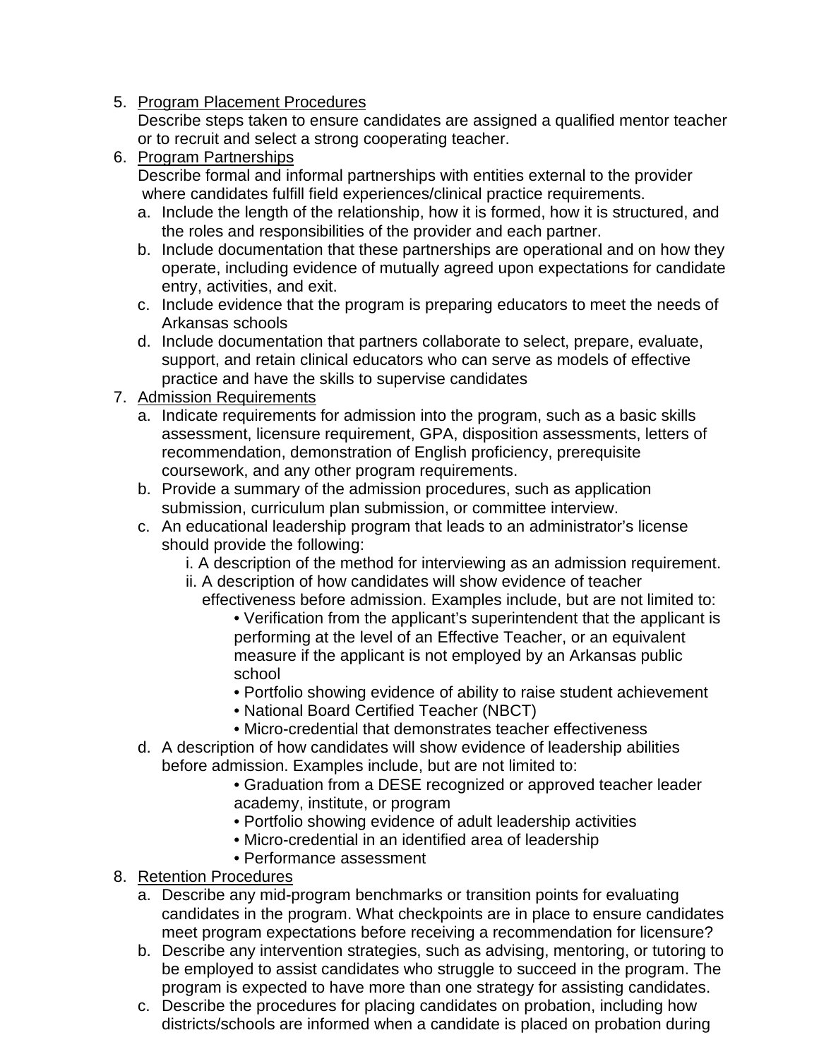5. <u>Program Placement Procedures</u>
   Describe steps taken to ensure candidates are assigned a qualified mentor teacher or to recruit and select a strong cooperating teacher.
6. <u>Program Partnerships</u>
   Describe formal and informal partnerships with entities external to the provider where candidates fulfill field experiences/clinical practice requirements.
   a. Include the length of the relationship, how it is formed, how it is structured, and the roles and responsibilities of the provider and each partner.
   b. Include documentation that these partnerships are operational and on how they operate, including evidence of mutually agreed upon expectations for candidate entry, activities, and exit.
   c. Include evidence that the program is preparing educators to meet the needs of Arkansas schools
   d. Include documentation that partners collaborate to select, prepare, evaluate, support, and retain clinical educators who can serve as models of effective practice and have the skills to supervise candidates
7. <u>Admission Requirements</u>
   a. Indicate requirements for admission into the program, such as a basic skills assessment, licensure requirement, GPA, disposition assessments, letters of recommendation, demonstration of English proficiency, prerequisite coursework, and any other program requirements.
   b. Provide a summary of the admission procedures, such as application submission, curriculum plan submission, or committee interview.
   c. An educational leadership program that leads to an administrator's license should provide the following:
      i. A description of the method for interviewing as an admission requirement.
      ii. A description of how candidates will show evidence of teacher effectiveness before admission. Examples include, but are not limited to:
         - Verification from the applicant's superintendent that the applicant is performing at the level of an Effective Teacher, or an equivalent measure if the applicant is not employed by an Arkansas public school
         - Portfolio showing evidence of ability to raise student achievement
         - National Board Certified Teacher (NBCT)
         - Micro-credential that demonstrates teacher effectiveness
   d. A description of how candidates will show evidence of leadership abilities before admission. Examples include, but are not limited to:
      - Graduation from a DESE recognized or approved teacher leader academy, institute, or program
      - Portfolio showing evidence of adult leadership activities
      - Micro-credential in an identified area of leadership
      - Performance assessment
8. <u>Retention Procedures</u>
   a. Describe any mid-program benchmarks or transition points for evaluating candidates in the program. What checkpoints are in place to ensure candidates meet program expectations before receiving a recommendation for licensure?
   b. Describe any intervention strategies, such as advising, mentoring, or tutoring to be employed to assist candidates who struggle to succeed in the program. The program is expected to have more than one strategy for assisting candidates.
   c. Describe the procedures for placing candidates on probation, including how districts/schools are informed when a candidate is placed on probation during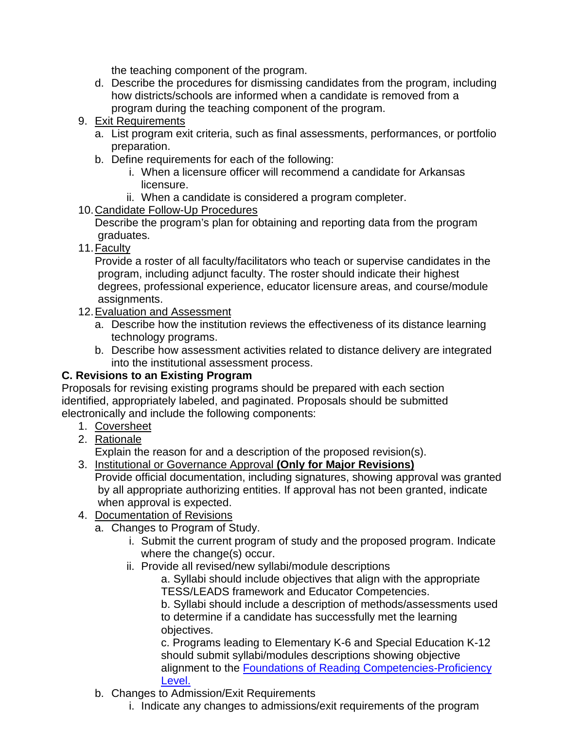the teaching component of the program.

   d. Describe the procedures for dismissing candidates from the program, including how districts/schools are informed when a candidate is removed from a program during the teaching component of the program.

9. Exit Requirements
   a. List program exit criteria, such as final assessments, performances, or portfolio preparation.
   b. Define requirements for each of the following:
      i. When a licensure officer will recommend a candidate for Arkansas licensure.
      ii. When a candidate is considered a program completer.

10. Candidate Follow-Up Procedures
    Describe the program's plan for obtaining and reporting data from the program graduates.

11. Faculty
    Provide a roster of all faculty/facilitators who teach or supervise candidates in the program, including adjunct faculty. The roster should indicate their highest degrees, professional experience, educator licensure areas, and course/module assignments.

12. Evaluation and Assessment
    a. Describe how the institution reviews the effectiveness of its distance learning technology programs.
    b. Describe how assessment activities related to distance delivery are integrated into the institutional assessment process.

**C. Revisions to an Existing Program**

Proposals for revising existing programs should be prepared with each section identified, appropriately labeled, and paginated. Proposals should be submitted electronically and include the following components:

1. Coversheet
2. Rationale
   Explain the reason for and a description of the proposed revision(s).
3. Institutional or Governance Approval **(Only for Major Revisions)**
   Provide official documentation, including signatures, showing approval was granted by all appropriate authorizing entities. If approval has not been granted, indicate when approval is expected.
4. Documentation of Revisions
   a. Changes to Program of Study.
      i. Submit the current program of study and the proposed program. Indicate where the change(s) occur.
      ii. Provide all revised/new syllabi/module descriptions
         a. Syllabi should include objectives that align with the appropriate TESS/LEADS framework and Educator Competencies.
         b. Syllabi should include a description of methods/assessments used to determine if a candidate has successfully met the learning objectives.
         c. Programs leading to Elementary K-6 and Special Education K-12 should submit syllabi/modules descriptions showing objective alignment to the Foundations of Reading Competencies-Proficiency Level.
   b. Changes to Admission/Exit Requirements
      i. Indicate any changes to admissions/exit requirements of the program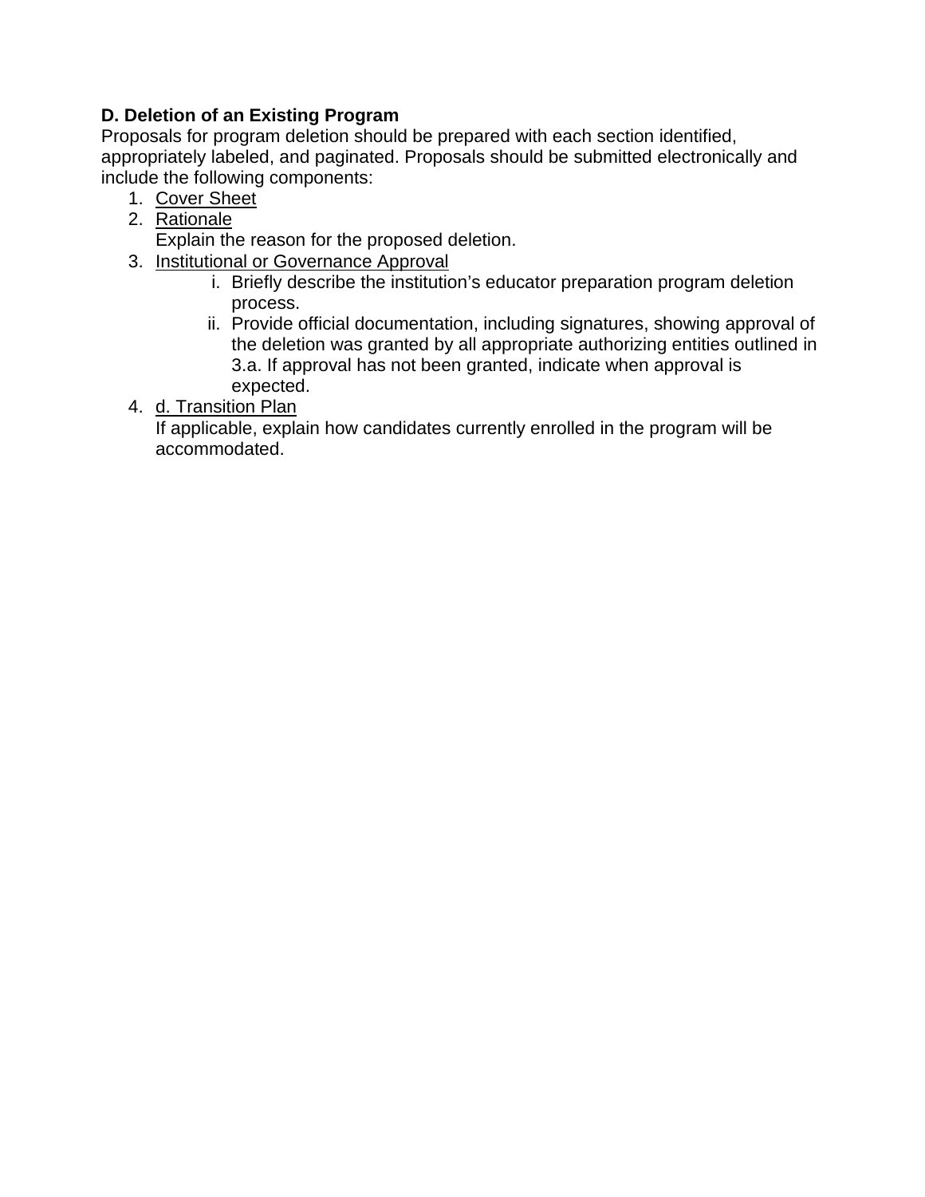**D. Deletion of an Existing Program**

Proposals for program deletion should be prepared with each section identified, appropriately labeled, and paginated. Proposals should be submitted electronically and include the following components:

1. <u>Cover Sheet</u>
2. <u>Rationale</u>
   Explain the reason for the proposed deletion.
3. <u>Institutional or Governance Approval</u>
   i. Briefly describe the institution's educator preparation program deletion process.
   ii. Provide official documentation, including signatures, showing approval of the deletion was granted by all appropriate authorizing entities outlined in 3.a. If approval has not been granted, indicate when approval is expected.
4. <u>d. Transition Plan</u>
   If applicable, explain how candidates currently enrolled in the program will be accommodated.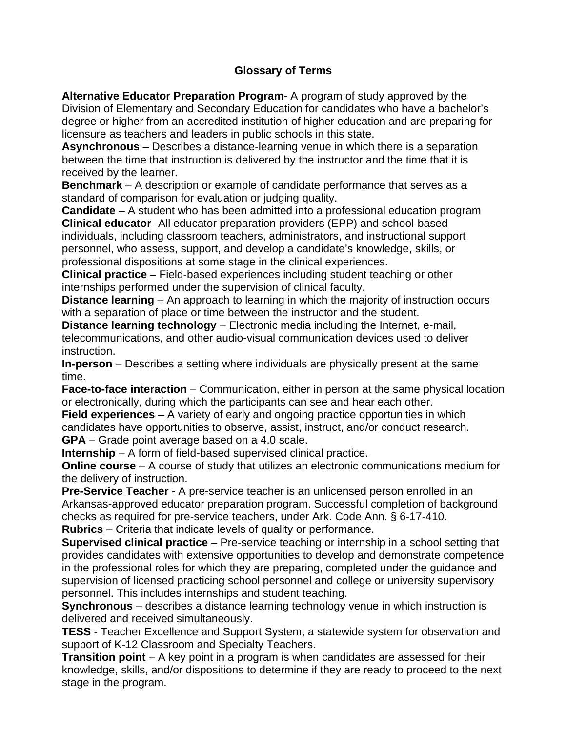## Glossary of Terms

**Alternative Educator Preparation Program**- A program of study approved by the Division of Elementary and Secondary Education for candidates who have a bachelor's degree or higher from an accredited institution of higher education and are preparing for licensure as teachers and leaders in public schools in this state.

**Asynchronous** – Describes a distance-learning venue in which there is a separation between the time that instruction is delivered by the instructor and the time that it is received by the learner.

**Benchmark** – A description or example of candidate performance that serves as a standard of comparison for evaluation or judging quality.

**Candidate** – A student who has been admitted into a professional education program

**Clinical educator**- All educator preparation providers (EPP) and school-based individuals, including classroom teachers, administrators, and instructional support personnel, who assess, support, and develop a candidate's knowledge, skills, or professional dispositions at some stage in the clinical experiences.

**Clinical practice** – Field-based experiences including student teaching or other internships performed under the supervision of clinical faculty.

**Distance learning** – An approach to learning in which the majority of instruction occurs with a separation of place or time between the instructor and the student.

**Distance learning technology** – Electronic media including the Internet, e-mail, telecommunications, and other audio-visual communication devices used to deliver instruction.

**In-person** – Describes a setting where individuals are physically present at the same time.

**Face-to-face interaction** – Communication, either in person at the same physical location or electronically, during which the participants can see and hear each other.

**Field experiences** – A variety of early and ongoing practice opportunities in which candidates have opportunities to observe, assist, instruct, and/or conduct research.

**GPA** – Grade point average based on a 4.0 scale.

**Internship** – A form of field-based supervised clinical practice.

**Online course** – A course of study that utilizes an electronic communications medium for the delivery of instruction.

**Pre-Service Teacher** - A pre-service teacher is an unlicensed person enrolled in an Arkansas-approved educator preparation program. Successful completion of background checks as required for pre-service teachers, under Ark. Code Ann. § 6-17-410.

**Rubrics** – Criteria that indicate levels of quality or performance.

**Supervised clinical practice** – Pre-service teaching or internship in a school setting that provides candidates with extensive opportunities to develop and demonstrate competence in the professional roles for which they are preparing, completed under the guidance and supervision of licensed practicing school personnel and college or university supervisory personnel. This includes internships and student teaching.

**Synchronous** – describes a distance learning technology venue in which instruction is delivered and received simultaneously.

**TESS** - Teacher Excellence and Support System, a statewide system for observation and support of K-12 Classroom and Specialty Teachers.

**Transition point** – A key point in a program is when candidates are assessed for their knowledge, skills, and/or dispositions to determine if they are ready to proceed to the next stage in the program.